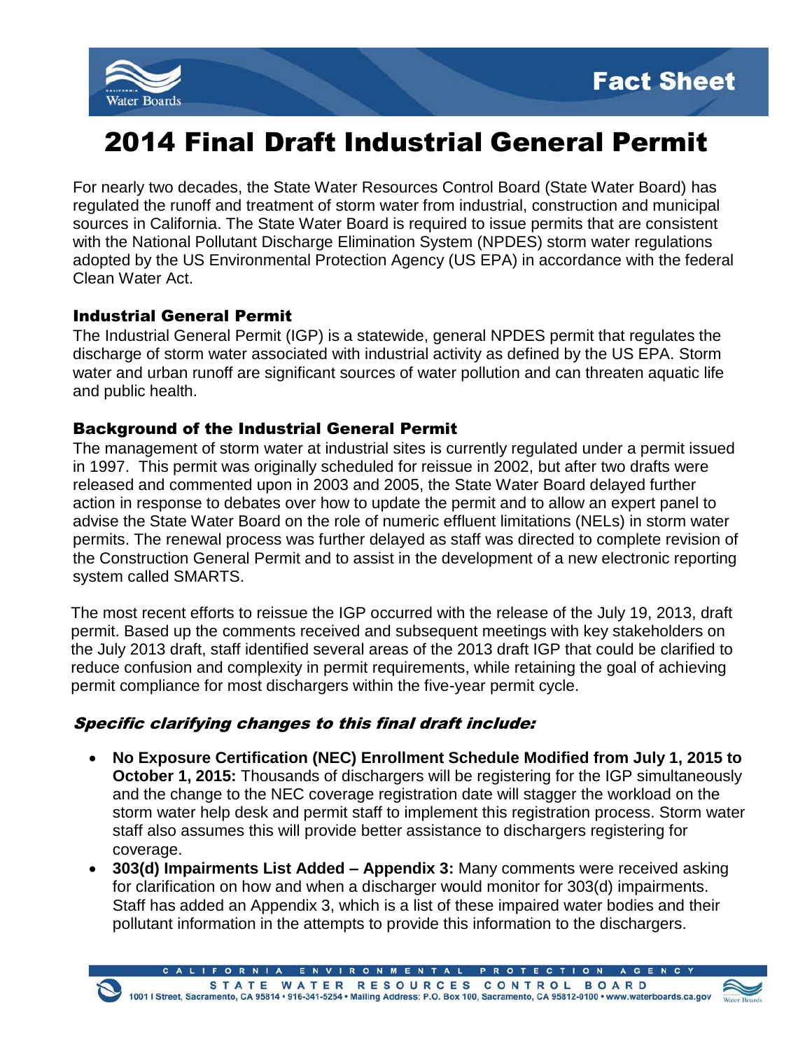# 2014 Final Draft Industrial General Permit

For nearly two decades, the State Water Resources Control Board (State Water Board) has regulated the runoff and treatment of storm water from industrial, construction and municipal sources in California. The State Water Board is required to issue permits that are consistent with the National Pollutant Discharge Elimination System (NPDES) storm water regulations adopted by the US Environmental Protection Agency (US EPA) in accordance with the federal Clean Water Act.

## Industrial General Permit

The Industrial General Permit (IGP) is a statewide, general NPDES permit that regulates the discharge of storm water associated with industrial activity as defined by the US EPA. Storm water and urban runoff are significant sources of water pollution and can threaten aquatic life and public health.

## Background of the Industrial General Permit

The management of storm water at industrial sites is currently regulated under a permit issued in 1997. This permit was originally scheduled for reissue in 2002, but after two drafts were released and commented upon in 2003 and 2005, the State Water Board delayed further action in response to debates over how to update the permit and to allow an expert panel to advise the State Water Board on the role of numeric effluent limitations (NELs) in storm water permits. The renewal process was further delayed as staff was directed to complete revision of the Construction General Permit and to assist in the development of a new electronic reporting system called SMARTS.

The most recent efforts to reissue the IGP occurred with the release of the July 19, 2013, draft permit. Based up the comments received and subsequent meetings with key stakeholders on the July 2013 draft, staff identified several areas of the 2013 draft IGP that could be clarified to reduce confusion and complexity in permit requirements, while retaining the goal of achieving permit compliance for most dischargers within the five-year permit cycle.

### *Specific clarifying changes to this final draft include:*

- **No Exposure Certification (NEC) Enrollment Schedule Modified from July 1, 2015 to October 1, 2015:** Thousands of dischargers will be registering for the IGP simultaneously and the change to the NEC coverage registration date will stagger the workload on the storm water help desk and permit staff to implement this registration process. Storm water staff also assumes this will provide better assistance to dischargers registering for coverage.
- **303(d) Impairments List Added – Appendix 3:** Many comments were received asking for clarification on how and when a discharger would monitor for 303(d) impairments. Staff has added an Appendix 3, which is a list of these impaired water bodies and their pollutant information in the attempts to provide this information to the dischargers.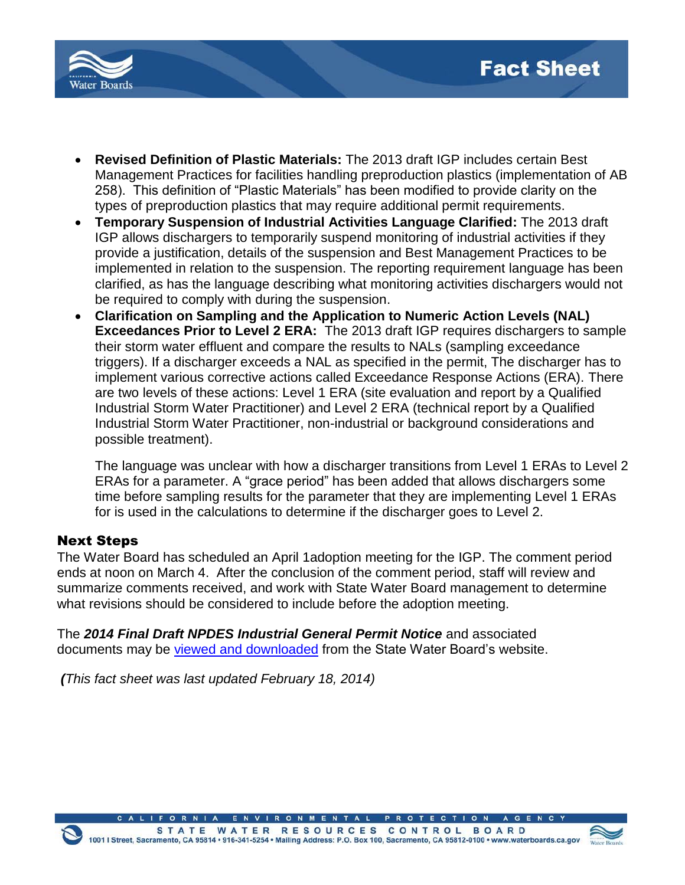- **Revised Definition of Plastic Materials:** The 2013 draft IGP includes certain Best Management Practices for facilities handling preproduction plastics (implementation of AB 258). This definition of "Plastic Materials" has been modified to provide clarity on the types of preproduction plastics that may require additional permit requirements.
- **Temporary Suspension of Industrial Activities Language Clarified:** The 2013 draft IGP allows dischargers to temporarily suspend monitoring of industrial activities if they provide a justification, details of the suspension and Best Management Practices to be implemented in relation to the suspension. The reporting requirement language has been clarified, as has the language describing what monitoring activities dischargers would not be required to comply with during the suspension.
- **Clarification on Sampling and the Application to Numeric Action Levels (NAL) Exceedances Prior to Level 2 ERA:** The 2013 draft IGP requires dischargers to sample their storm water effluent and compare the results to NALs (sampling exceedance triggers). If a discharger exceeds a NAL as specified in the permit, The discharger has to implement various corrective actions called Exceedance Response Actions (ERA). There are two levels of these actions: Level 1 ERA (site evaluation and report by a Qualified Industrial Storm Water Practitioner) and Level 2 ERA (technical report by a Qualified Industrial Storm Water Practitioner, non-industrial or background considerations and possible treatment).

  The language was unclear with how a discharger transitions from Level 1 ERAs to Level 2 ERAs for a parameter. A "grace period" has been added that allows dischargers some time before sampling results for the parameter that they are implementing Level 1 ERAs for is used in the calculations to determine if the discharger goes to Level 2.

## Next Steps

The Water Board has scheduled an April 1adoption meeting for the IGP. The comment period ends at noon on March 4. After the conclusion of the comment period, staff will review and summarize comments received, and work with State Water Board management to determine what revisions should be considered to include before the adoption meeting.

The ***2014 Final Draft NPDES Industrial General Permit Notice*** and associated documents may be viewed and downloaded from the State Water Board's website.

***(****This fact sheet was last updated February 18, 2014)*